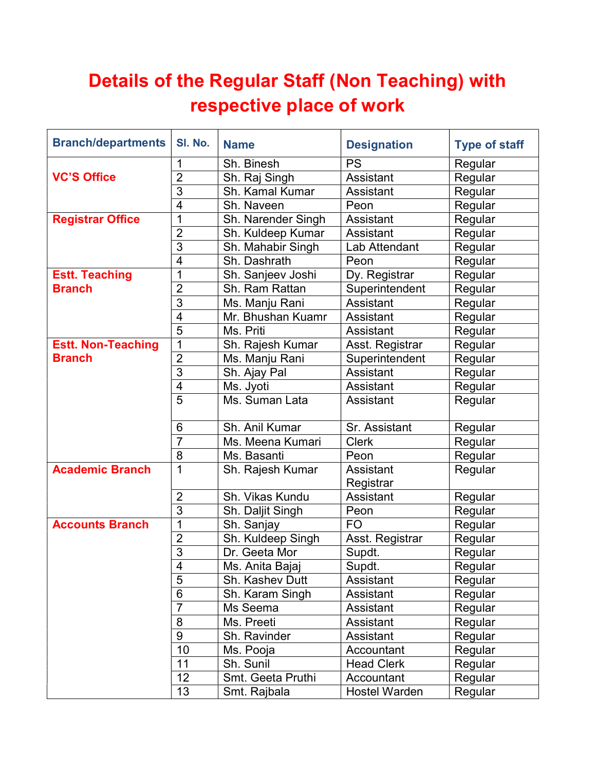# Details of the Regular Staff (Non Teaching) with respective place of work

| Branch/departments | Sl. No. | Name | Designation | Type of staff |
|---|---|---|---|---|
| VC'S Office | 1 | Sh. Binesh | PS | Regular |
| | 2 | Sh. Raj Singh | Assistant | Regular |
| | 3 | Sh. Kamal Kumar | Assistant | Regular |
| | 4 | Sh. Naveen | Peon | Regular |
| Registrar Office | 1 | Sh. Narender Singh | Assistant | Regular |
| | 2 | Sh. Kuldeep Kumar | Assistant | Regular |
| | 3 | Sh. Mahabir Singh | Lab Attendant | Regular |
| | 4 | Sh. Dashrath | Peon | Regular |
| Estt. Teaching Branch | 1 | Sh. Sanjeev Joshi | Dy. Registrar | Regular |
| | 2 | Sh. Ram Rattan | Superintendent | Regular |
| | 3 | Ms. Manju Rani | Assistant | Regular |
| | 4 | Mr. Bhushan Kuamr | Assistant | Regular |
| | 5 | Ms. Priti | Assistant | Regular |
| Estt. Non-Teaching Branch | 1 | Sh. Rajesh Kumar | Asst. Registrar | Regular |
| | 2 | Ms. Manju Rani | Superintendent | Regular |
| | 3 | Sh. Ajay Pal | Assistant | Regular |
| | 4 | Ms. Jyoti | Assistant | Regular |
| | 5 | Ms. Suman Lata | Assistant | Regular |
| | 6 | Sh. Anil Kumar | Sr. Assistant | Regular |
| | 7 | Ms. Meena Kumari | Clerk | Regular |
| | 8 | Ms. Basanti | Peon | Regular |
| Academic Branch | 1 | Sh. Rajesh Kumar | Assistant Registrar | Regular |
| | 2 | Sh. Vikas Kundu | Assistant | Regular |
| | 3 | Sh. Daljit Singh | Peon | Regular |
| Accounts Branch | 1 | Sh. Sanjay | FO | Regular |
| | 2 | Sh. Kuldeep Singh | Asst. Registrar | Regular |
| | 3 | Dr. Geeta Mor | Supdt. | Regular |
| | 4 | Ms. Anita Bajaj | Supdt. | Regular |
| | 5 | Sh. Kashev Dutt | Assistant | Regular |
| | 6 | Sh. Karam Singh | Assistant | Regular |
| | 7 | Ms Seema | Assistant | Regular |
| | 8 | Ms. Preeti | Assistant | Regular |
| | 9 | Sh. Ravinder | Assistant | Regular |
| | 10 | Ms. Pooja | Accountant | Regular |
| | 11 | Sh. Sunil | Head Clerk | Regular |
| | 12 | Smt. Geeta Pruthi | Accountant | Regular |
| | 13 | Smt. Rajbala | Hostel Warden | Regular |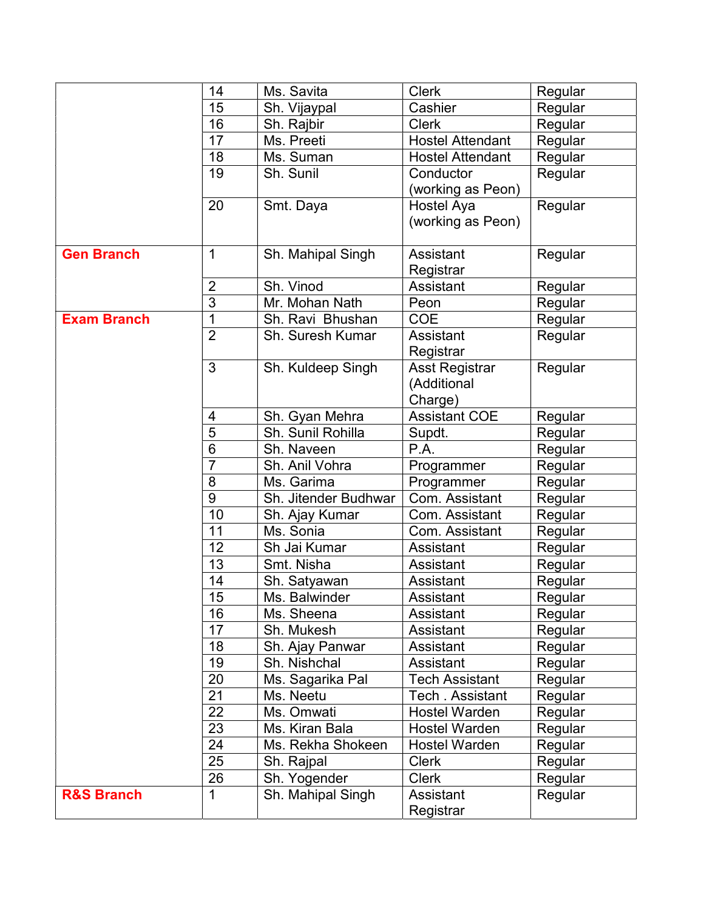| | | | | |
|---|---|---|---|---|
| | 14 | Ms. Savita | Clerk | Regular |
| | 15 | Sh. Vijaypal | Cashier | Regular |
| | 16 | Sh. Rajbir | Clerk | Regular |
| | 17 | Ms. Preeti | Hostel Attendant | Regular |
| | 18 | Ms. Suman | Hostel Attendant | Regular |
| | 19 | Sh. Sunil | Conductor (working as Peon) | Regular |
| | 20 | Smt. Daya | Hostel Aya (working as Peon) | Regular |
| **Gen Branch** | 1 | Sh. Mahipal Singh | Assistant Registrar | Regular |
| | 2 | Sh. Vinod | Assistant | Regular |
| | 3 | Mr. Mohan Nath | Peon | Regular |
| **Exam Branch** | 1 | Sh. Ravi Bhushan | COE | Regular |
| | 2 | Sh. Suresh Kumar | Assistant Registrar | Regular |
| | 3 | Sh. Kuldeep Singh | Asst Registrar (Additional Charge) | Regular |
| | 4 | Sh. Gyan Mehra | Assistant COE | Regular |
| | 5 | Sh. Sunil Rohilla | Supdt. | Regular |
| | 6 | Sh. Naveen | P.A. | Regular |
| | 7 | Sh. Anil Vohra | Programmer | Regular |
| | 8 | Ms. Garima | Programmer | Regular |
| | 9 | Sh. Jitender Budhwar | Com. Assistant | Regular |
| | 10 | Sh. Ajay Kumar | Com. Assistant | Regular |
| | 11 | Ms. Sonia | Com. Assistant | Regular |
| | 12 | Sh Jai Kumar | Assistant | Regular |
| | 13 | Smt. Nisha | Assistant | Regular |
| | 14 | Sh. Satyawan | Assistant | Regular |
| | 15 | Ms. Balwinder | Assistant | Regular |
| | 16 | Ms. Sheena | Assistant | Regular |
| | 17 | Sh. Mukesh | Assistant | Regular |
| | 18 | Sh. Ajay Panwar | Assistant | Regular |
| | 19 | Sh. Nishchal | Assistant | Regular |
| | 20 | Ms. Sagarika Pal | Tech Assistant | Regular |
| | 21 | Ms. Neetu | Tech . Assistant | Regular |
| | 22 | Ms. Omwati | Hostel Warden | Regular |
| | 23 | Ms. Kiran Bala | Hostel Warden | Regular |
| | 24 | Ms. Rekha Shokeen | Hostel Warden | Regular |
| | 25 | Sh. Rajpal | Clerk | Regular |
| | 26 | Sh. Yogender | Clerk | Regular |
| **R&S Branch** | 1 | Sh. Mahipal Singh | Assistant Registrar | Regular |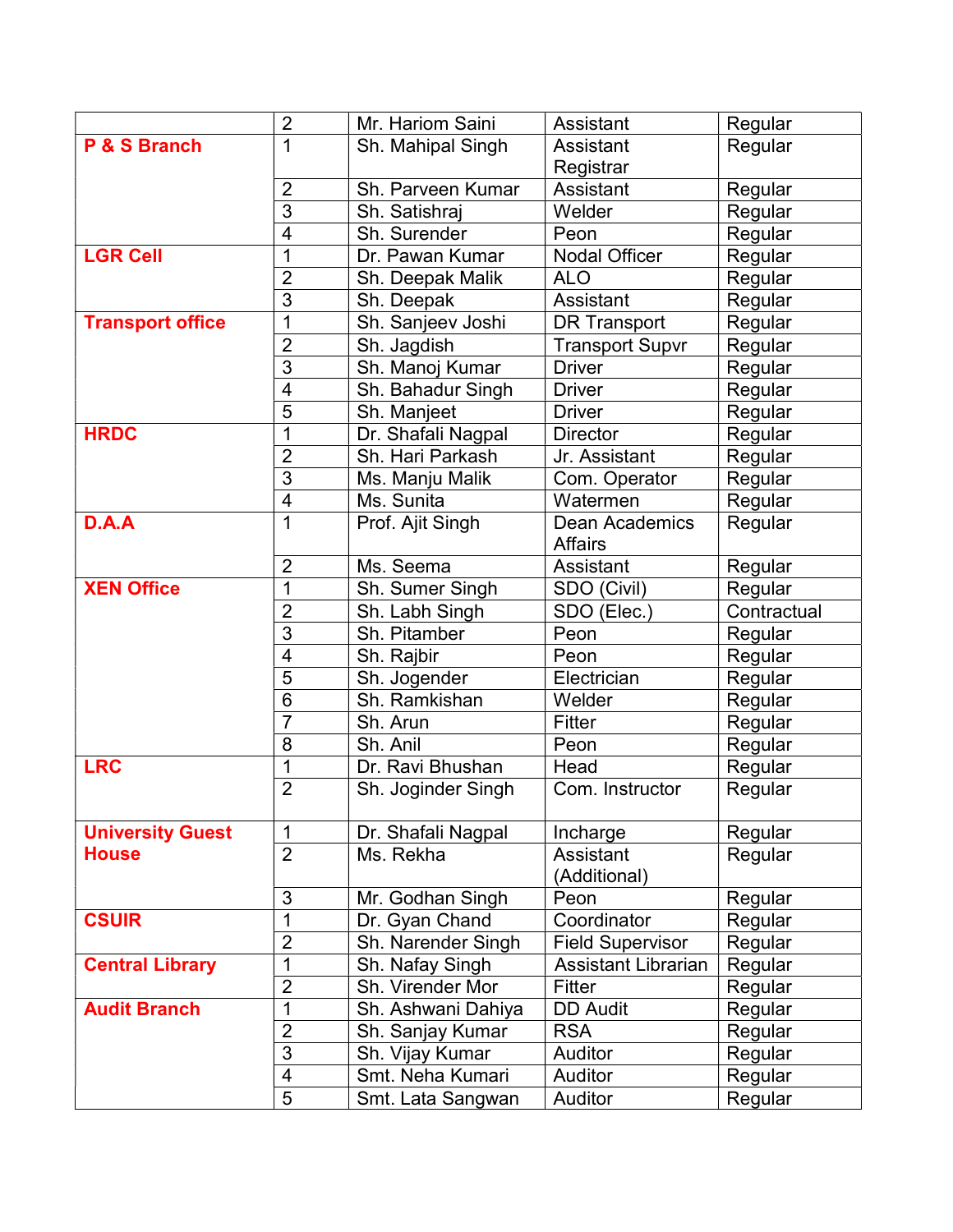| | | | | |
|---|---|---|---|---|
| | 2 | Mr. Hariom Saini | Assistant | Regular |
| **P & S Branch** | 1 | Sh. Mahipal Singh | Assistant Registrar | Regular |
| | 2 | Sh. Parveen Kumar | Assistant | Regular |
| | 3 | Sh. Satishraj | Welder | Regular |
| | 4 | Sh. Surender | Peon | Regular |
| **LGR Cell** | 1 | Dr. Pawan Kumar | Nodal Officer | Regular |
| | 2 | Sh. Deepak Malik | ALO | Regular |
| | 3 | Sh. Deepak | Assistant | Regular |
| **Transport office** | 1 | Sh. Sanjeev Joshi | DR Transport | Regular |
| | 2 | Sh. Jagdish | Transport Supvr | Regular |
| | 3 | Sh. Manoj Kumar | Driver | Regular |
| | 4 | Sh. Bahadur Singh | Driver | Regular |
| | 5 | Sh. Manjeet | Driver | Regular |
| **HRDC** | 1 | Dr. Shafali Nagpal | Director | Regular |
| | 2 | Sh. Hari Parkash | Jr. Assistant | Regular |
| | 3 | Ms. Manju Malik | Com. Operator | Regular |
| | 4 | Ms. Sunita | Watermen | Regular |
| **D.A.A** | 1 | Prof. Ajit Singh | Dean Academics Affairs | Regular |
| | 2 | Ms. Seema | Assistant | Regular |
| **XEN Office** | 1 | Sh. Sumer Singh | SDO (Civil) | Regular |
| | 2 | Sh. Labh Singh | SDO (Elec.) | Contractual |
| | 3 | Sh. Pitamber | Peon | Regular |
| | 4 | Sh. Rajbir | Peon | Regular |
| | 5 | Sh. Jogender | Electrician | Regular |
| | 6 | Sh. Ramkishan | Welder | Regular |
| | 7 | Sh. Arun | Fitter | Regular |
| | 8 | Sh. Anil | Peon | Regular |
| **LRC** | 1 | Dr. Ravi Bhushan | Head | Regular |
| | 2 | Sh. Joginder Singh | Com. Instructor | Regular |
| **University Guest House** | 1 | Dr. Shafali Nagpal | Incharge | Regular |
| | 2 | Ms. Rekha | Assistant (Additional) | Regular |
| | 3 | Mr. Godhan Singh | Peon | Regular |
| **CSUIR** | 1 | Dr. Gyan Chand | Coordinator | Regular |
| | 2 | Sh. Narender Singh | Field Supervisor | Regular |
| **Central Library** | 1 | Sh. Nafay Singh | Assistant Librarian | Regular |
| | 2 | Sh. Virender Mor | Fitter | Regular |
| **Audit Branch** | 1 | Sh. Ashwani Dahiya | DD Audit | Regular |
| | 2 | Sh. Sanjay Kumar | RSA | Regular |
| | 3 | Sh. Vijay Kumar | Auditor | Regular |
| | 4 | Smt. Neha Kumari | Auditor | Regular |
| | 5 | Smt. Lata Sangwan | Auditor | Regular |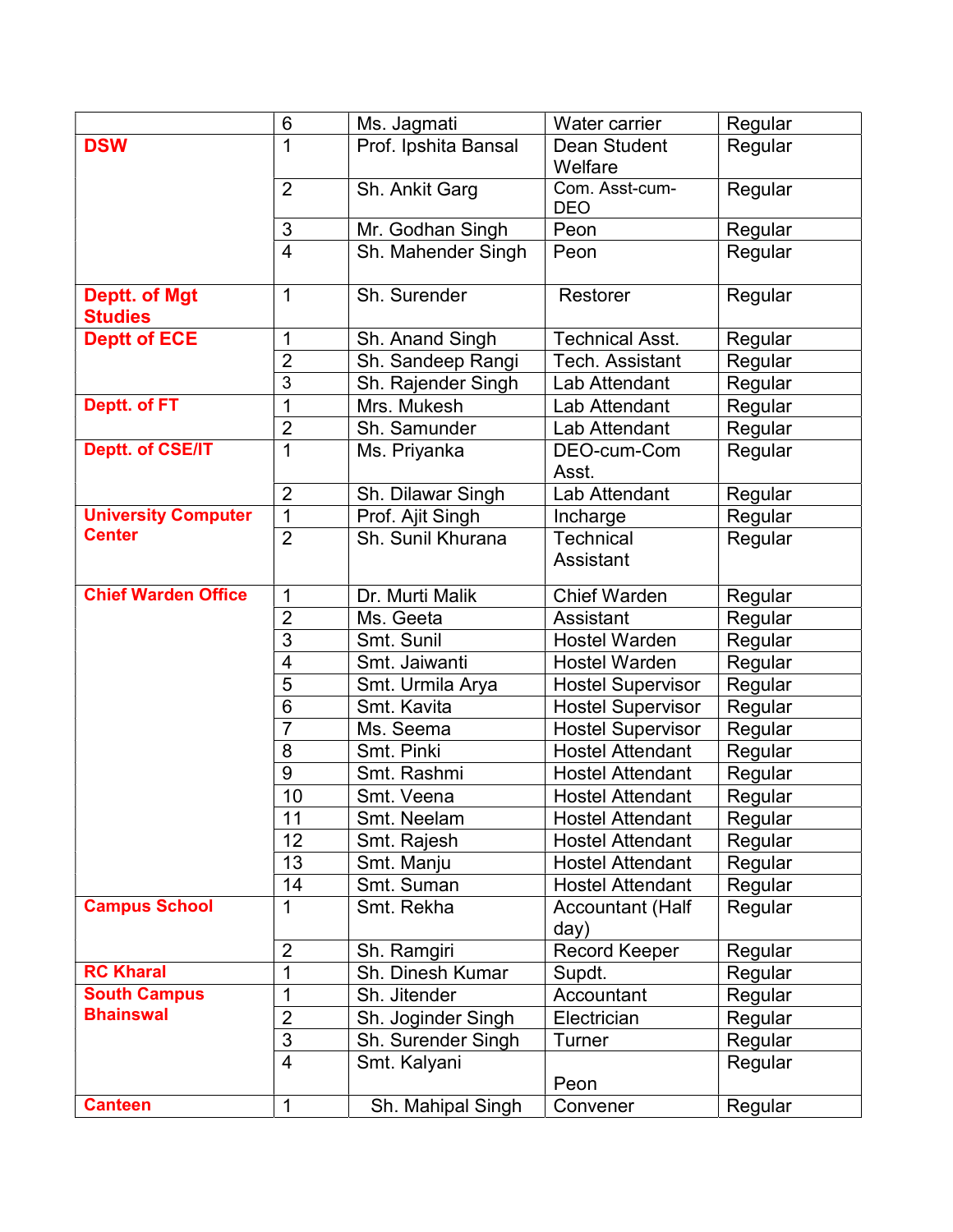| | | | | |
|---|---|---|---|---|
| | 6 | Ms. Jagmati | Water carrier | Regular |
| **DSW** | 1 | Prof. Ipshita Bansal | Dean Student Welfare | Regular |
| | 2 | Sh. Ankit Garg | Com. Asst-cum-DEO | Regular |
| | 3 | Mr. Godhan Singh | Peon | Regular |
| | 4 | Sh. Mahender Singh | Peon | Regular |
| **Deptt. of Mgt Studies** | 1 | Sh. Surender | Restorer | Regular |
| **Deptt of ECE** | 1 | Sh. Anand Singh | Technical Asst. | Regular |
| | 2 | Sh. Sandeep Rangi | Tech. Assistant | Regular |
| | 3 | Sh. Rajender Singh | Lab Attendant | Regular |
| **Deptt. of FT** | 1 | Mrs. Mukesh | Lab Attendant | Regular |
| | 2 | Sh. Samunder | Lab Attendant | Regular |
| **Deptt. of CSE/IT** | 1 | Ms. Priyanka | DEO-cum-Com Asst. | Regular |
| | 2 | Sh. Dilawar Singh | Lab Attendant | Regular |
| **University Computer Center** | 1 | Prof. Ajit Singh | Incharge | Regular |
| | 2 | Sh. Sunil Khurana | Technical Assistant | Regular |
| **Chief Warden Office** | 1 | Dr. Murti Malik | Chief Warden | Regular |
| | 2 | Ms. Geeta | Assistant | Regular |
| | 3 | Smt. Sunil | Hostel Warden | Regular |
| | 4 | Smt. Jaiwanti | Hostel Warden | Regular |
| | 5 | Smt. Urmila Arya | Hostel Supervisor | Regular |
| | 6 | Smt. Kavita | Hostel Supervisor | Regular |
| | 7 | Ms. Seema | Hostel Supervisor | Regular |
| | 8 | Smt. Pinki | Hostel Attendant | Regular |
| | 9 | Smt. Rashmi | Hostel Attendant | Regular |
| | 10 | Smt. Veena | Hostel Attendant | Regular |
| | 11 | Smt. Neelam | Hostel Attendant | Regular |
| | 12 | Smt. Rajesh | Hostel Attendant | Regular |
| | 13 | Smt. Manju | Hostel Attendant | Regular |
| | 14 | Smt. Suman | Hostel Attendant | Regular |
| **Campus School** | 1 | Smt. Rekha | Accountant (Half day) | Regular |
| | 2 | Sh. Ramgiri | Record Keeper | Regular |
| **RC Kharal** | 1 | Sh. Dinesh Kumar | Supdt. | Regular |
| **South Campus Bhainswal** | 1 | Sh. Jitender | Accountant | Regular |
| | 2 | Sh. Joginder Singh | Electrician | Regular |
| | 3 | Sh. Surender Singh | Turner | Regular |
| | 4 | Smt. Kalyani | Peon | Regular |
| **Canteen** | 1 | Sh. Mahipal Singh | Convener | Regular |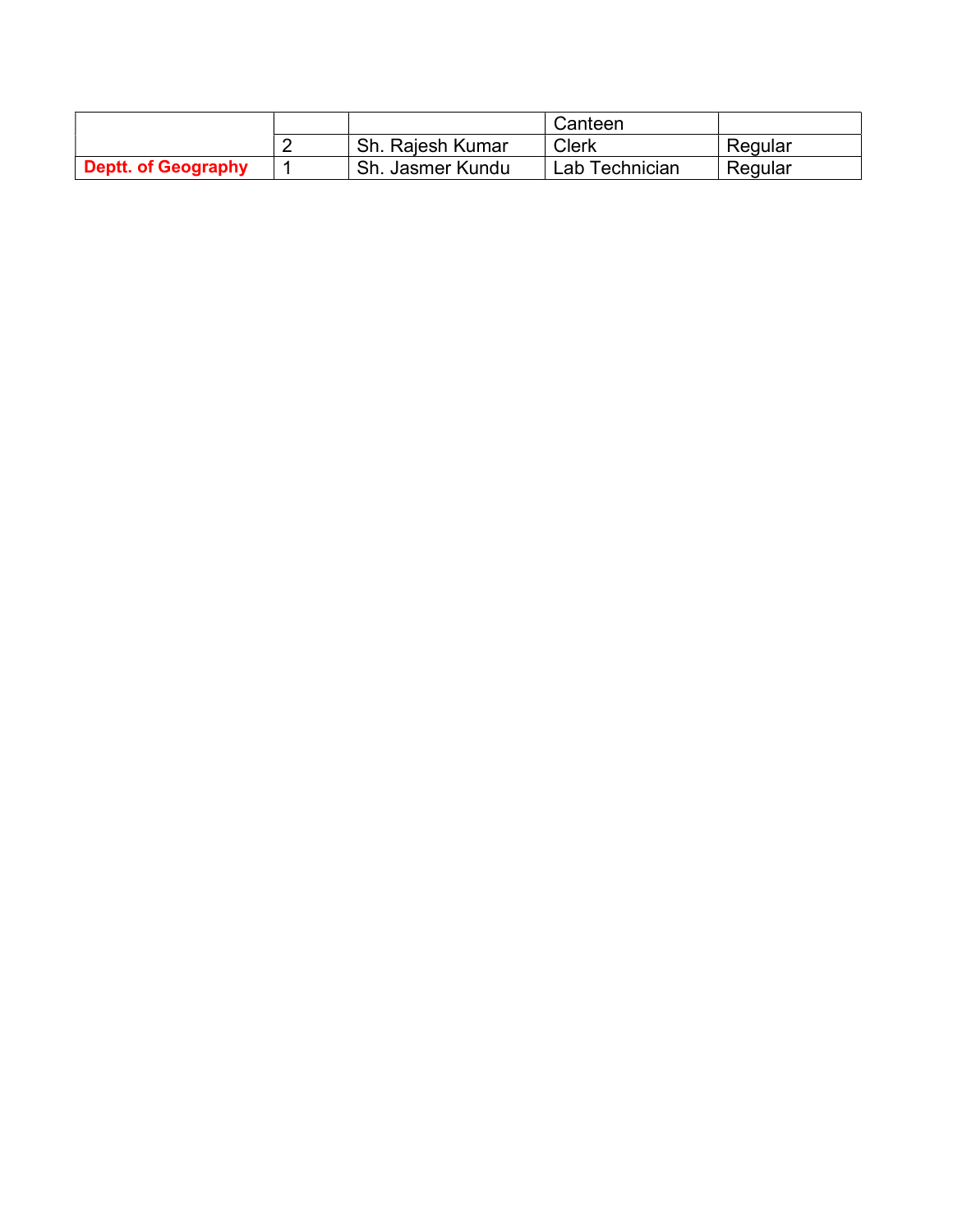| | | | | |
|---|---|---|---|---|
| | | | Canteen | |
| | 2 | Sh. Rajesh Kumar | Clerk | Regular |
| **Deptt. of Geography** | 1 | Sh. Jasmer Kundu | Lab Technician | Regular |